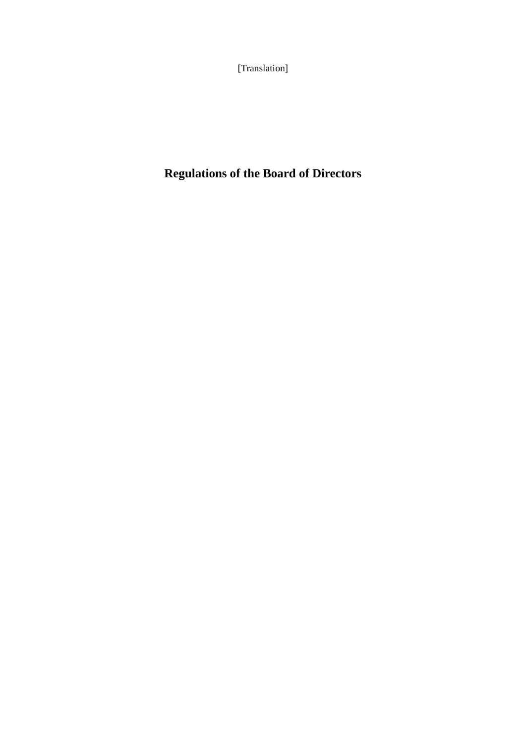[Translation]

# Regulations of the Board of Directors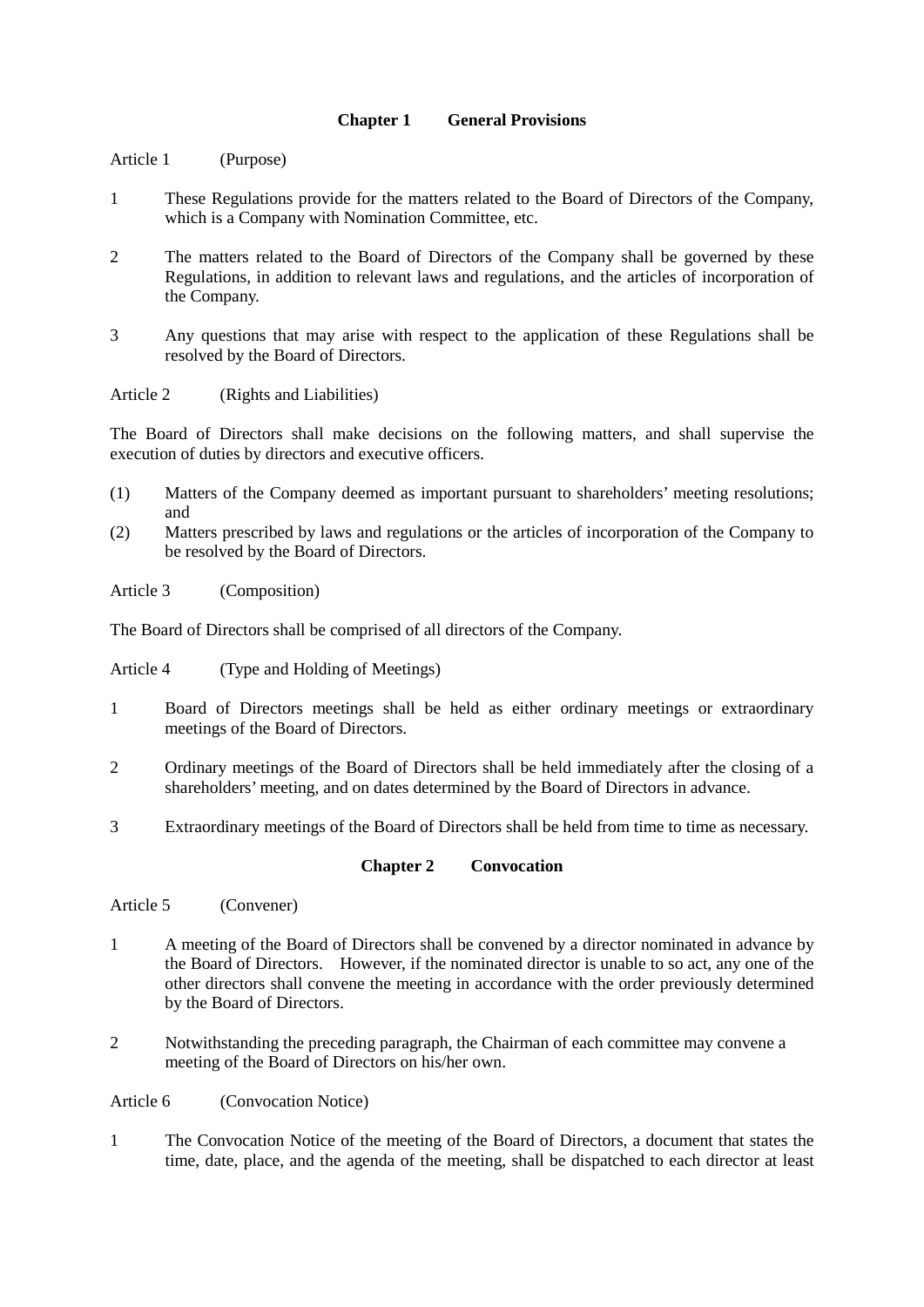## Chapter 1 General Provisions

Article 1 (Purpose)

1. These Regulations provide for the matters related to the Board of Directors of the Company, which is a Company with Nomination Committee, etc.

2. The matters related to the Board of Directors of the Company shall be governed by these Regulations, in addition to relevant laws and regulations, and the articles of incorporation of the Company.

3. Any questions that may arise with respect to the application of these Regulations shall be resolved by the Board of Directors.

Article 2 (Rights and Liabilities)

The Board of Directors shall make decisions on the following matters, and shall supervise the execution of duties by directors and executive officers.

(1) Matters of the Company deemed as important pursuant to shareholders' meeting resolutions; and
(2) Matters prescribed by laws and regulations or the articles of incorporation of the Company to be resolved by the Board of Directors.

Article 3 (Composition)

The Board of Directors shall be comprised of all directors of the Company.

Article 4 (Type and Holding of Meetings)

1. Board of Directors meetings shall be held as either ordinary meetings or extraordinary meetings of the Board of Directors.

2. Ordinary meetings of the Board of Directors shall be held immediately after the closing of a shareholders' meeting, and on dates determined by the Board of Directors in advance.

3. Extraordinary meetings of the Board of Directors shall be held from time to time as necessary.

## Chapter 2 Convocation

Article 5 (Convener)

1. A meeting of the Board of Directors shall be convened by a director nominated in advance by the Board of Directors. However, if the nominated director is unable to so act, any one of the other directors shall convene the meeting in accordance with the order previously determined by the Board of Directors.

2. Notwithstanding the preceding paragraph, the Chairman of each committee may convene a meeting of the Board of Directors on his/her own.

Article 6 (Convocation Notice)

1. The Convocation Notice of the meeting of the Board of Directors, a document that states the time, date, place, and the agenda of the meeting, shall be dispatched to each director at least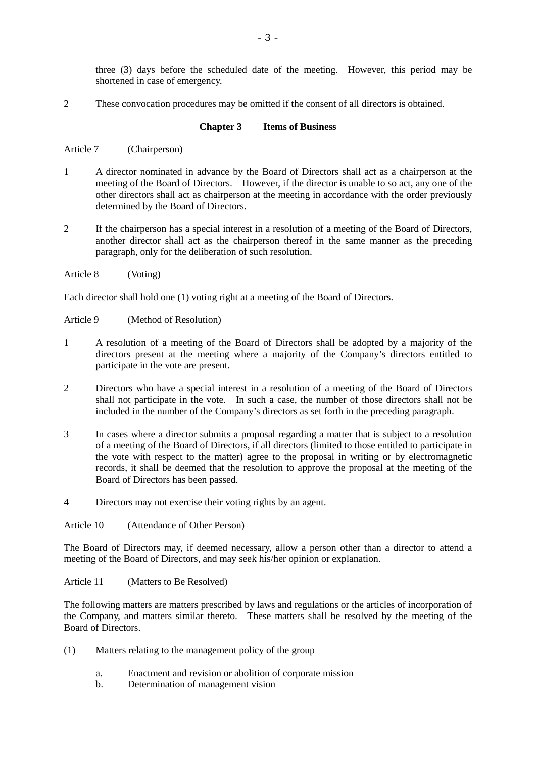three (3) days before the scheduled date of the meeting. However, this period may be shortened in case of emergency.

2 These convocation procedures may be omitted if the consent of all directors is obtained.

## Chapter 3 Items of Business

Article 7 (Chairperson)

1 A director nominated in advance by the Board of Directors shall act as a chairperson at the meeting of the Board of Directors. However, if the director is unable to so act, any one of the other directors shall act as chairperson at the meeting in accordance with the order previously determined by the Board of Directors.

2 If the chairperson has a special interest in a resolution of a meeting of the Board of Directors, another director shall act as the chairperson thereof in the same manner as the preceding paragraph, only for the deliberation of such resolution.

Article 8 (Voting)

Each director shall hold one (1) voting right at a meeting of the Board of Directors.

Article 9 (Method of Resolution)

1 A resolution of a meeting of the Board of Directors shall be adopted by a majority of the directors present at the meeting where a majority of the Company's directors entitled to participate in the vote are present.

2 Directors who have a special interest in a resolution of a meeting of the Board of Directors shall not participate in the vote. In such a case, the number of those directors shall not be included in the number of the Company's directors as set forth in the preceding paragraph.

3 In cases where a director submits a proposal regarding a matter that is subject to a resolution of a meeting of the Board of Directors, if all directors (limited to those entitled to participate in the vote with respect to the matter) agree to the proposal in writing or by electromagnetic records, it shall be deemed that the resolution to approve the proposal at the meeting of the Board of Directors has been passed.

4 Directors may not exercise their voting rights by an agent.

Article 10 (Attendance of Other Person)

The Board of Directors may, if deemed necessary, allow a person other than a director to attend a meeting of the Board of Directors, and may seek his/her opinion or explanation.

Article 11 (Matters to Be Resolved)

The following matters are matters prescribed by laws and regulations or the articles of incorporation of the Company, and matters similar thereto. These matters shall be resolved by the meeting of the Board of Directors.

(1) Matters relating to the management policy of the group

   a. Enactment and revision or abolition of corporate mission
   b. Determination of management vision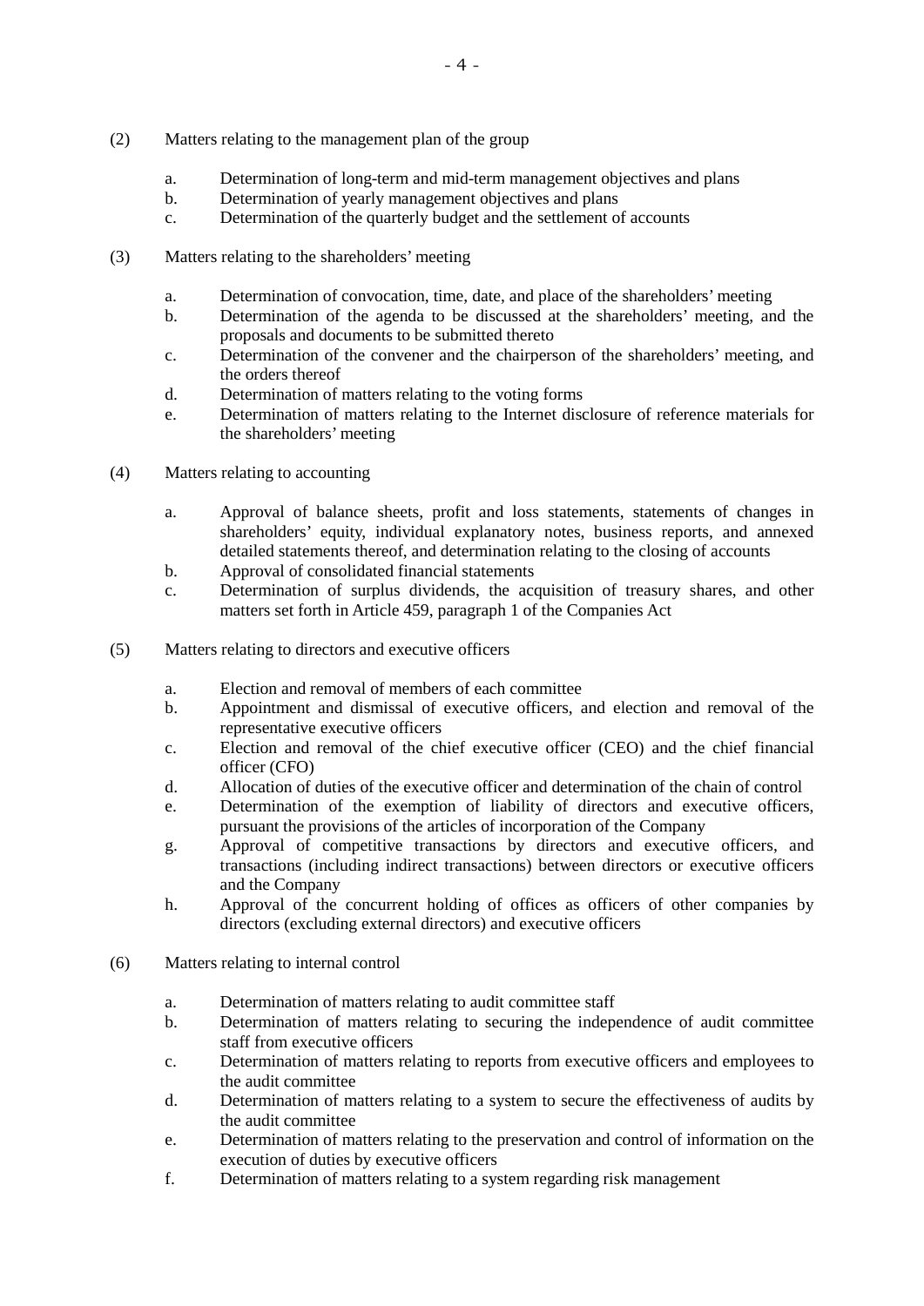(2) Matters relating to the management plan of the group

   a. Determination of long-term and mid-term management objectives and plans
   b. Determination of yearly management objectives and plans
   c. Determination of the quarterly budget and the settlement of accounts

(3) Matters relating to the shareholders' meeting

   a. Determination of convocation, time, date, and place of the shareholders' meeting
   b. Determination of the agenda to be discussed at the shareholders' meeting, and the proposals and documents to be submitted thereto
   c. Determination of the convener and the chairperson of the shareholders' meeting, and the orders thereof
   d. Determination of matters relating to the voting forms
   e. Determination of matters relating to the Internet disclosure of reference materials for the shareholders' meeting

(4) Matters relating to accounting

   a. Approval of balance sheets, profit and loss statements, statements of changes in shareholders' equity, individual explanatory notes, business reports, and annexed detailed statements thereof, and determination relating to the closing of accounts
   b. Approval of consolidated financial statements
   c. Determination of surplus dividends, the acquisition of treasury shares, and other matters set forth in Article 459, paragraph 1 of the Companies Act

(5) Matters relating to directors and executive officers

   a. Election and removal of members of each committee
   b. Appointment and dismissal of executive officers, and election and removal of the representative executive officers
   c. Election and removal of the chief executive officer (CEO) and the chief financial officer (CFO)
   d. Allocation of duties of the executive officer and determination of the chain of control
   e. Determination of the exemption of liability of directors and executive officers, pursuant the provisions of the articles of incorporation of the Company
   g. Approval of competitive transactions by directors and executive officers, and transactions (including indirect transactions) between directors or executive officers and the Company
   h. Approval of the concurrent holding of offices as officers of other companies by directors (excluding external directors) and executive officers

(6) Matters relating to internal control

   a. Determination of matters relating to audit committee staff
   b. Determination of matters relating to securing the independence of audit committee staff from executive officers
   c. Determination of matters relating to reports from executive officers and employees to the audit committee
   d. Determination of matters relating to a system to secure the effectiveness of audits by the audit committee
   e. Determination of matters relating to the preservation and control of information on the execution of duties by executive officers
   f. Determination of matters relating to a system regarding risk management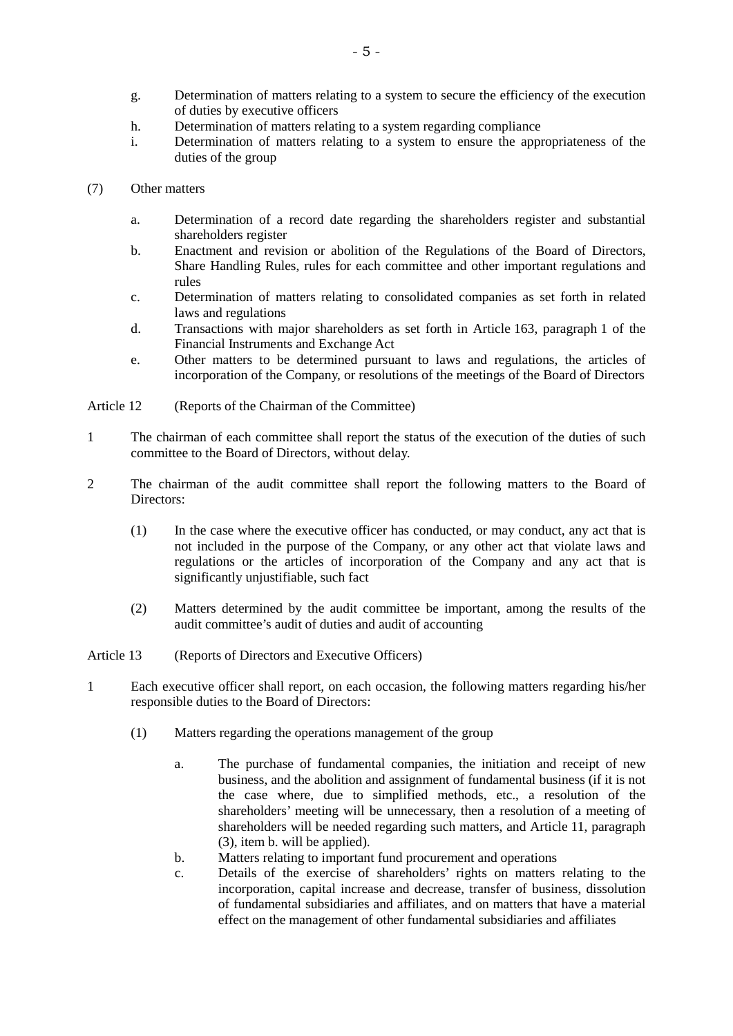g. Determination of matters relating to a system to secure the efficiency of the execution of duties by executive officers
h. Determination of matters relating to a system regarding compliance
i. Determination of matters relating to a system to ensure the appropriateness of the duties of the group

(7) Other matters

a. Determination of a record date regarding the shareholders register and substantial shareholders register
b. Enactment and revision or abolition of the Regulations of the Board of Directors, Share Handling Rules, rules for each committee and other important regulations and rules
c. Determination of matters relating to consolidated companies as set forth in related laws and regulations
d. Transactions with major shareholders as set forth in Article 163, paragraph 1 of the Financial Instruments and Exchange Act
e. Other matters to be determined pursuant to laws and regulations, the articles of incorporation of the Company, or resolutions of the meetings of the Board of Directors

Article 12 (Reports of the Chairman of the Committee)

1 The chairman of each committee shall report the status of the execution of the duties of such committee to the Board of Directors, without delay.

2 The chairman of the audit committee shall report the following matters to the Board of Directors:

(1) In the case where the executive officer has conducted, or may conduct, any act that is not included in the purpose of the Company, or any other act that violate laws and regulations or the articles of incorporation of the Company and any act that is significantly unjustifiable, such fact

(2) Matters determined by the audit committee be important, among the results of the audit committee's audit of duties and audit of accounting

Article 13 (Reports of Directors and Executive Officers)

1 Each executive officer shall report, on each occasion, the following matters regarding his/her responsible duties to the Board of Directors:

(1) Matters regarding the operations management of the group

a. The purchase of fundamental companies, the initiation and receipt of new business, and the abolition and assignment of fundamental business (if it is not the case where, due to simplified methods, etc., a resolution of the shareholders' meeting will be unnecessary, then a resolution of a meeting of shareholders will be needed regarding such matters, and Article 11, paragraph (3), item b. will be applied).
b. Matters relating to important fund procurement and operations
c. Details of the exercise of shareholders' rights on matters relating to the incorporation, capital increase and decrease, transfer of business, dissolution of fundamental subsidiaries and affiliates, and on matters that have a material effect on the management of other fundamental subsidiaries and affiliates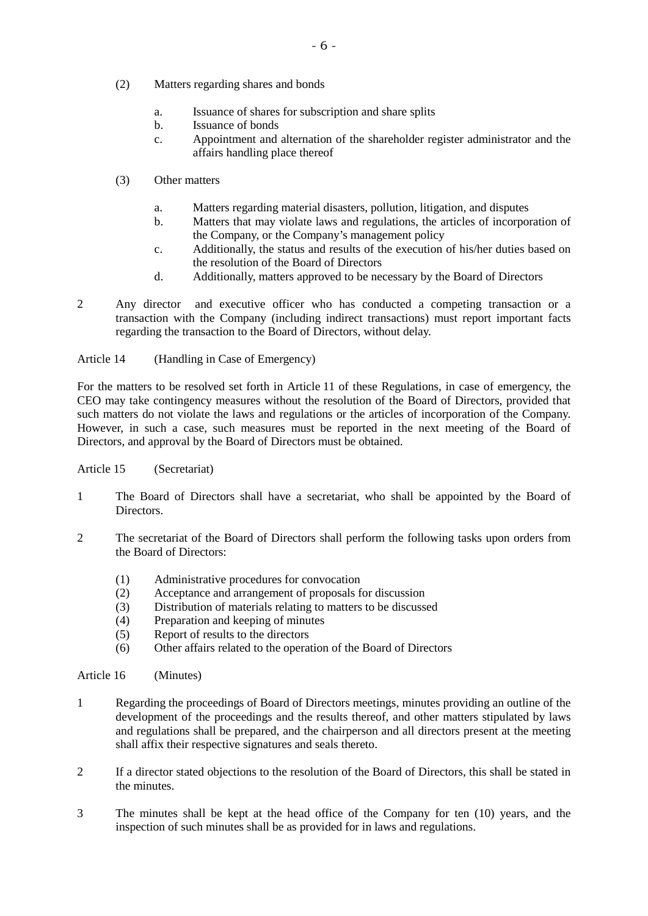(2) Matters regarding shares and bonds

   a. Issuance of shares for subscription and share splits
   b. Issuance of bonds
   c. Appointment and alternation of the shareholder register administrator and the affairs handling place thereof

(3) Other matters

   a. Matters regarding material disasters, pollution, litigation, and disputes
   b. Matters that may violate laws and regulations, the articles of incorporation of the Company, or the Company's management policy
   c. Additionally, the status and results of the execution of his/her duties based on the resolution of the Board of Directors
   d. Additionally, matters approved to be necessary by the Board of Directors

2 Any director and executive officer who has conducted a competing transaction or a transaction with the Company (including indirect transactions) must report important facts regarding the transaction to the Board of Directors, without delay.

Article 14 (Handling in Case of Emergency)

For the matters to be resolved set forth in Article 11 of these Regulations, in case of emergency, the CEO may take contingency measures without the resolution of the Board of Directors, provided that such matters do not violate the laws and regulations or the articles of incorporation of the Company. However, in such a case, such measures must be reported in the next meeting of the Board of Directors, and approval by the Board of Directors must be obtained.

Article 15 (Secretariat)

1 The Board of Directors shall have a secretariat, who shall be appointed by the Board of Directors.

2 The secretariat of the Board of Directors shall perform the following tasks upon orders from the Board of Directors:

   (1) Administrative procedures for convocation
   (2) Acceptance and arrangement of proposals for discussion
   (3) Distribution of materials relating to matters to be discussed
   (4) Preparation and keeping of minutes
   (5) Report of results to the directors
   (6) Other affairs related to the operation of the Board of Directors

Article 16 (Minutes)

1 Regarding the proceedings of Board of Directors meetings, minutes providing an outline of the development of the proceedings and the results thereof, and other matters stipulated by laws and regulations shall be prepared, and the chairperson and all directors present at the meeting shall affix their respective signatures and seals thereto.

2 If a director stated objections to the resolution of the Board of Directors, this shall be stated in the minutes.

3 The minutes shall be kept at the head office of the Company for ten (10) years, and the inspection of such minutes shall be as provided for in laws and regulations.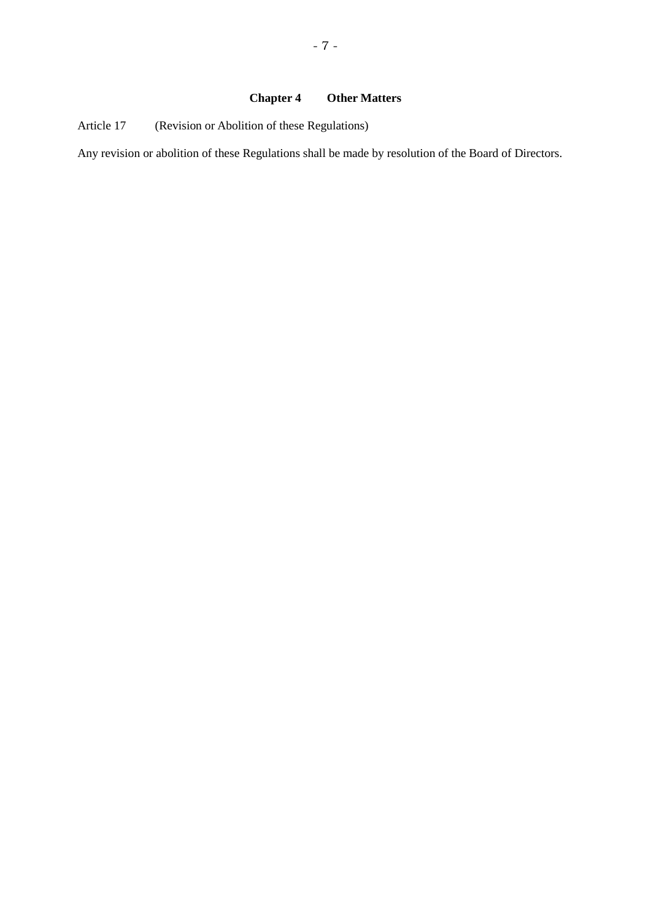## Chapter 4 Other Matters

Article 17 (Revision or Abolition of these Regulations)

Any revision or abolition of these Regulations shall be made by resolution of the Board of Directors.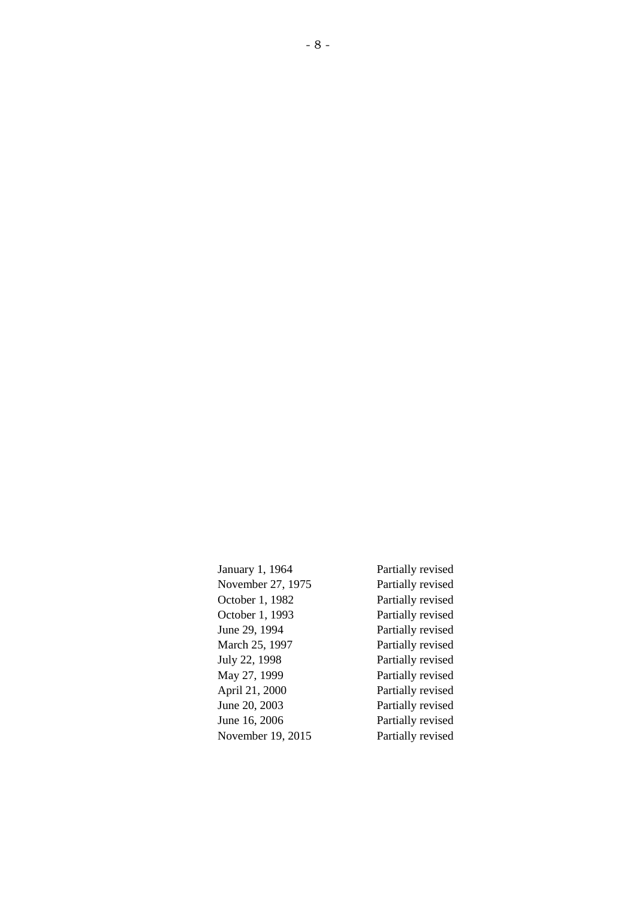| | |
|---|---|
| January 1, 1964 | Partially revised |
| November 27, 1975 | Partially revised |
| October 1, 1982 | Partially revised |
| October 1, 1993 | Partially revised |
| June 29, 1994 | Partially revised |
| March 25, 1997 | Partially revised |
| July 22, 1998 | Partially revised |
| May 27, 1999 | Partially revised |
| April 21, 2000 | Partially revised |
| June 20, 2003 | Partially revised |
| June 16, 2006 | Partially revised |
| November 19, 2015 | Partially revised |